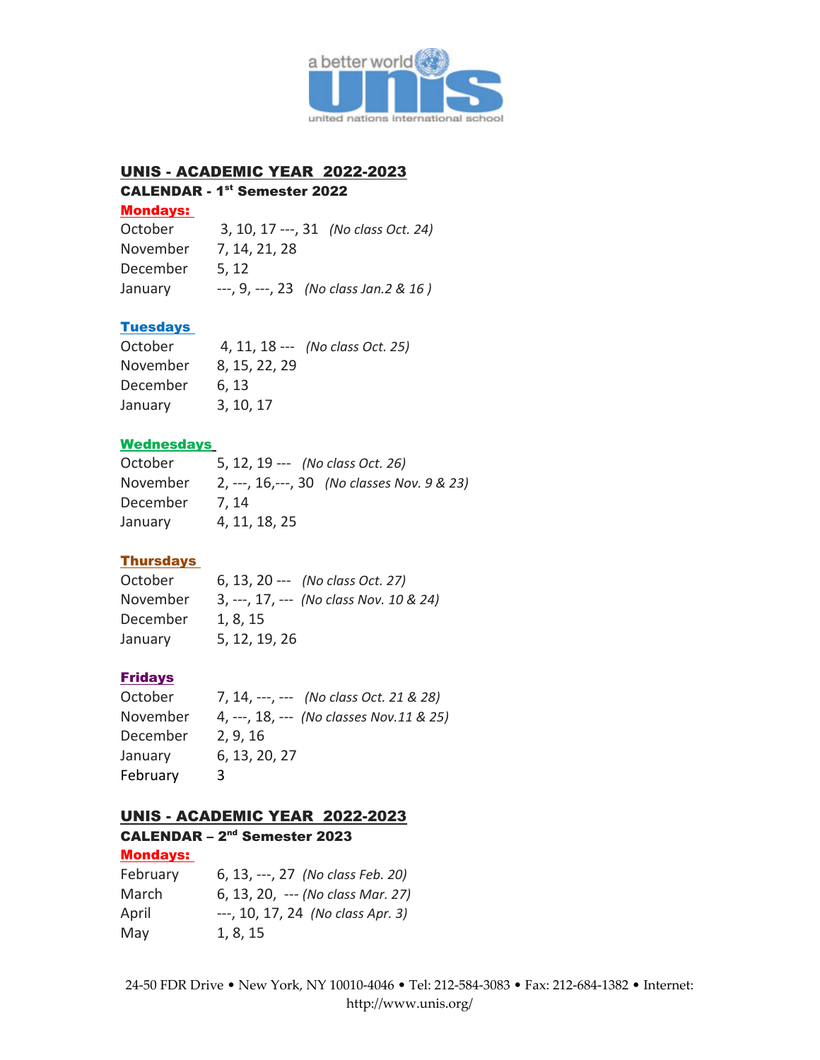a better world

unis

united nations international school

## UNIS - ACADEMIC YEAR 2022-2023

### CALENDAR - 1st Semester 2022

**Mondays:**

| | | |
|---|---|---|
| October | 3, 10, 17 ---, 31 | *(No class Oct. 24)* |
| November | 7, 14, 21, 28 | |
| December | 5, 12 | |
| January | ---, 9, ---, 23 | *(No class Jan.2 & 16 )* |

**Tuesdays**

| | | |
|---|---|---|
| October | 4, 11, 18 --- | *(No class Oct. 25)* |
| November | 8, 15, 22, 29 | |
| December | 6, 13 | |
| January | 3, 10, 17 | |

**Wednesdays**

| | | |
|---|---|---|
| October | 5, 12, 19 --- | *(No class Oct. 26)* |
| November | 2, ---, 16,---, 30 | *(No classes Nov. 9 & 23)* |
| December | 7, 14 | |
| January | 4, 11, 18, 25 | |

**Thursdays**

| | | |
|---|---|---|
| October | 6, 13, 20 --- | *(No class Oct. 27)* |
| November | 3, ---, 17, --- | *(No class Nov. 10 & 24)* |
| December | 1, 8, 15 | |
| January | 5, 12, 19, 26 | |

**Fridays**

| | | |
|---|---|---|
| October | 7, 14, ---, --- | *(No class Oct. 21 & 28)* |
| November | 4, ---, 18, --- | *(No classes Nov.11 & 25)* |
| December | 2, 9, 16 | |
| January | 6, 13, 20, 27 | |
| February | 3 | |

## UNIS - ACADEMIC YEAR 2022-2023

### CALENDAR – 2nd Semester 2023

**Mondays:**

| | | |
|---|---|---|
| February | 6, 13, ---, 27 | *(No class Feb. 20)* |
| March | 6, 13, 20, --- | *(No class Mar. 27)* |
| April | ---, 10, 17, 24 | *(No class Apr. 3)* |
| May | 1, 8, 15 | |

24-50 FDR Drive • New York, NY 10010-4046 • Tel: 212-584-3083 • Fax: 212-684-1382 • Internet: http://www.unis.org/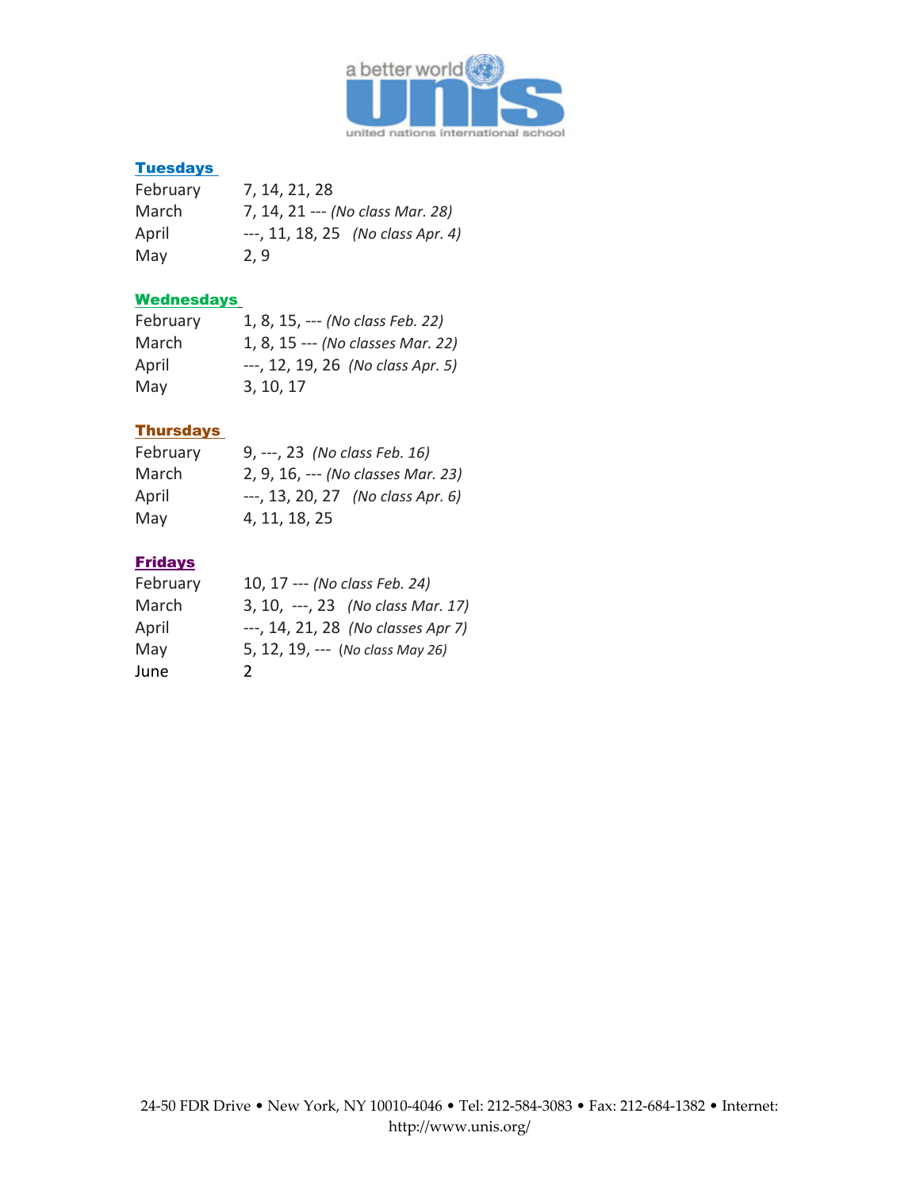## Tuesdays

| | |
|---|---|
| February | 7, 14, 21, 28 |
| March | 7, 14, 21 --- *(No class Mar. 28)* |
| April | ---, 11, 18, 25 *(No class Apr. 4)* |
| May | 2, 9 |

## Wednesdays

| | |
|---|---|
| February | 1, 8, 15, --- *(No class Feb. 22)* |
| March | 1, 8, 15 --- *(No classes Mar. 22)* |
| April | ---, 12, 19, 26 *(No class Apr. 5)* |
| May | 3, 10, 17 |

## Thursdays

| | |
|---|---|
| February | 9, ---, 23 *(No class Feb. 16)* |
| March | 2, 9, 16, --- *(No classes Mar. 23)* |
| April | ---, 13, 20, 27 *(No class Apr. 6)* |
| May | 4, 11, 18, 25 |

## Fridays

| | |
|---|---|
| February | 10, 17 --- *(No class Feb. 24)* |
| March | 3, 10, ---, 23 *(No class Mar. 17)* |
| April | ---, 14, 21, 28 *(No classes Apr 7)* |
| May | 5, 12, 19, --- *(No class May 26)* |
| June | 2 |

24-50 FDR Drive • New York, NY 10010-4046 • Tel: 212-584-3083 • Fax: 212-684-1382 • Internet: http://www.unis.org/